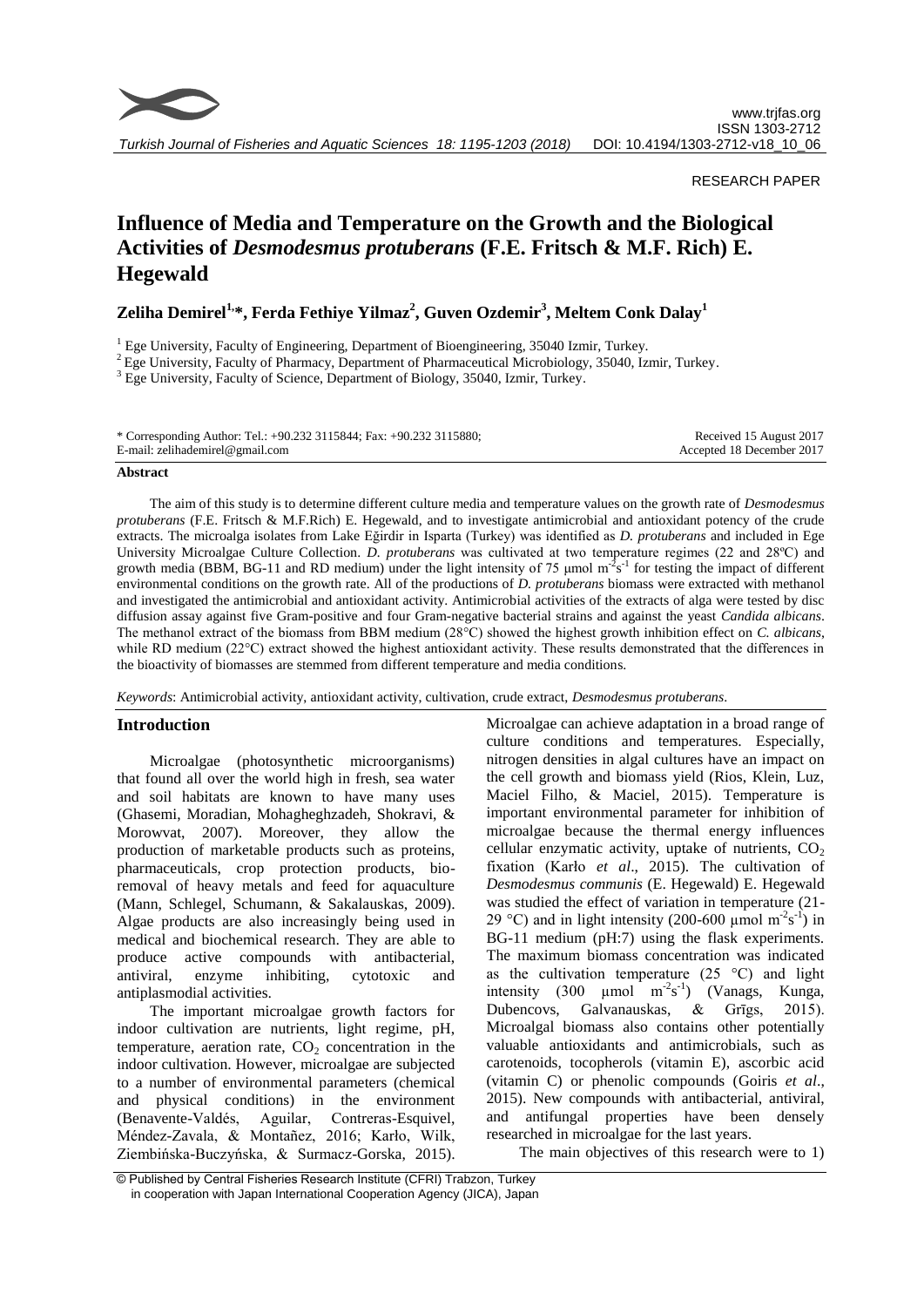RESEARCH PAPER

# Influence of Media and Temperature on the Growth and the Biological Activities of *Desmodesmus protuberans* (F.E. Fritsch & M.F. Rich) E. Hegewald

**Zeliha Demirel[1,*], Ferda Fethiye Yilmaz[2], Guven Ozdemir[3], Meltem Conk Dalay[1]**

[1] Ege University, Faculty of Engineering, Department of Bioengineering, 35040 Izmir, Turkey.
[2] Ege University, Faculty of Pharmacy, Department of Pharmaceutical Microbiology, 35040, Izmir, Turkey.
[3] Ege University, Faculty of Science, Department of Biology, 35040, Izmir, Turkey.

\* Corresponding Author: Tel.: +90.232 3115844; Fax: +90.232 3115880;
E-mail: zelihademirel@gmail.com

Received 15 August 2017
Accepted 18 December 2017

### Abstract

The aim of this study is to determine different culture media and temperature values on the growth rate of *Desmodesmus protuberans* (F.E. Fritsch & M.F.Rich) E. Hegewald, and to investigate antimicrobial and antioxidant potency of the crude extracts. The microalga isolates from Lake Eğirdir in Isparta (Turkey) was identified as *D. protuberans* and included in Ege University Microalgae Culture Collection. *D. protuberans* was cultivated at two temperature regimes (22 and 28ºC) and growth media (BBM, BG-11 and RD medium) under the light intensity of 75 μmol $m^{-2}s^{-1}$ for testing the impact of different environmental conditions on the growth rate. All of the productions of *D. protuberans* biomass were extracted with methanol and investigated the antimicrobial and antioxidant activity. Antimicrobial activities of the extracts of alga were tested by disc diffusion assay against five Gram-positive and four Gram-negative bacterial strains and against the yeast *Candida albicans*. The methanol extract of the biomass from BBM medium (28°C) showed the highest growth inhibition effect on *C. albicans*, while RD medium (22°C) extract showed the highest antioxidant activity. These results demonstrated that the differences in the bioactivity of biomasses are stemmed from different temperature and media conditions.

*Keywords*: Antimicrobial activity, antioxidant activity, cultivation, crude extract, *Desmodesmus protuberans*.

## Introduction

Microalgae (photosynthetic microorganisms) that found all over the world high in fresh, sea water and soil habitats are known to have many uses (Ghasemi, Moradian, Mohagheghzadeh, Shokravi, & Morowvat, 2007). Moreover, they allow the production of marketable products such as proteins, pharmaceuticals, crop protection products, bio-removal of heavy metals and feed for aquaculture (Mann, Schlegel, Schumann, & Sakalauskas, 2009). Algae products are also increasingly being used in medical and biochemical research. They are able to produce active compounds with antibacterial, antiviral, enzyme inhibiting, cytotoxic and antiplasmodial activities.

The important microalgae growth factors for indoor cultivation are nutrients, light regime, pH, temperature, aeration rate, $CO_2$ concentration in the indoor cultivation. However, microalgae are subjected to a number of environmental parameters (chemical and physical conditions) in the environment (Benavente-Valdés, Aguilar, Contreras-Esquivel, Méndez-Zavala, & Montañez, 2016; Karło, Wilk, Ziembińska-Buczyńska, & Surmacz-Gorska, 2015). Microalgae can achieve adaptation in a broad range of culture conditions and temperatures. Especially, nitrogen densities in algal cultures have an impact on the cell growth and biomass yield (Rios, Klein, Luz, Maciel Filho, & Maciel, 2015). Temperature is important environmental parameter for inhibition of microalgae because the thermal energy influences cellular enzymatic activity, uptake of nutrients, $CO_2$ fixation (Karło *et al*., 2015). The cultivation of *Desmodesmus communis* (E. Hegewald) E. Hegewald was studied the effect of variation in temperature (21-29 °C) and in light intensity (200-600 µmol $m^{-2}s^{-1}$) in BG-11 medium (pH:7) using the flask experiments. The maximum biomass concentration was indicated as the cultivation temperature (25 °C) and light intensity (300 µmol $m^{-2}s^{-1}$) (Vanags, Kunga, Dubencovs, Galvanauskas, & Grīgs, 2015). Microalgal biomass also contains other potentially valuable antioxidants and antimicrobials, such as carotenoids, tocopherols (vitamin E), ascorbic acid (vitamin C) or phenolic compounds (Goiris *et al*., 2015). New compounds with antibacterial, antiviral, and antifungal properties have been densely researched in microalgae for the last years.

The main objectives of this research were to 1)

© Published by Central Fisheries Research Institute (CFRI) Trabzon, Turkey in cooperation with Japan International Cooperation Agency (JICA), Japan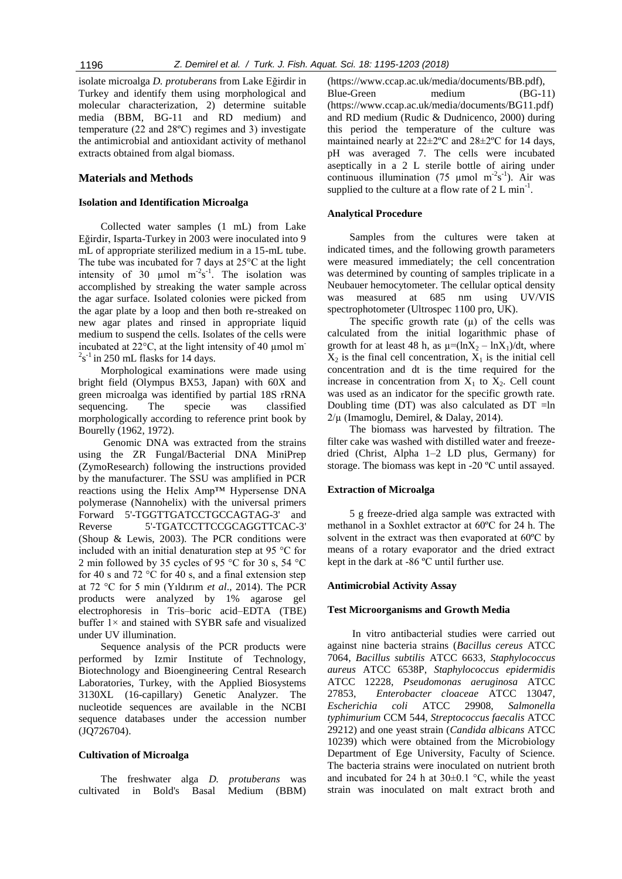isolate microalga *D. protuberans* from Lake Eğirdir in Turkey and identify them using morphological and molecular characterization, 2) determine suitable media (BBM, BG-11 and RD medium) and temperature (22 and 28ºC) regimes and 3) investigate the antimicrobial and antioxidant activity of methanol extracts obtained from algal biomass.

## Materials and Methods

### Isolation and Identification Microalga

Collected water samples (1 mL) from Lake Eğirdir, Isparta-Turkey in 2003 were inoculated into 9 mL of appropriate sterilized medium in a 15-mL tube. The tube was incubated for 7 days at 25°C at the light intensity of 30 µmol $m^{-2}s^{-1}$. The isolation was accomplished by streaking the water sample across the agar surface. Isolated colonies were picked from the agar plate by a loop and then both re-streaked on new agar plates and rinsed in appropriate liquid medium to suspend the cells. Isolates of the cells were incubated at 22°C, at the light intensity of 40 µmol $m^{-2}s^{-1}$ in 250 mL flasks for 14 days.

Morphological examinations were made using bright field (Olympus BX53, Japan) with 60X and green microalga was identified by partial 18S rRNA sequencing. The specie was classified morphologically according to reference print book by Bourelly (1962, 1972).

Genomic DNA was extracted from the strains using the ZR Fungal/Bacterial DNA MiniPrep (ZymoResearch) following the instructions provided by the manufacturer. The SSU was amplified in PCR reactions using the Helix Amp™ Hypersense DNA polymerase (Nannohelix) with the universal primers Forward 5'-TGGTTGATCCTGCCAGTAG-3' and Reverse 5'-TGATCCTTCCGCAGGTTCAC-3' (Shoup & Lewis, 2003). The PCR conditions were included with an initial denaturation step at 95 °C for 2 min followed by 35 cycles of 95 °C for 30 s, 54 °C for 40 s and 72 °C for 40 s, and a final extension step at 72 °C for 5 min (Yıldırım *et al*., 2014). The PCR products were analyzed by 1% agarose gel electrophoresis in Tris–boric acid–EDTA (TBE) buffer 1× and stained with SYBR safe and visualized under UV illumination.

Sequence analysis of the PCR products were performed by Izmir Institute of Technology, Biotechnology and Bioengineering Central Research Laboratories, Turkey, with the Applied Biosystems 3130XL (16-capillary) Genetic Analyzer. The nucleotide sequences are available in the NCBI sequence databases under the accession number (JQ726704).

### Cultivation of Microalga

The freshwater alga *D. protuberans* was cultivated in Bold's Basal Medium (BBM) (https://www.ccap.ac.uk/media/documents/BB.pdf), Blue-Green medium (BG-11) (https://www.ccap.ac.uk/media/documents/BG11.pdf) and RD medium (Rudic & Dudnicenco, 2000) during this period the temperature of the culture was maintained nearly at 22±2ºC and 28±2ºC for 14 days, pH was averaged 7. The cells were incubated aseptically in a 2 L sterile bottle of airing under continuous illumination (75 µmol $m^{-2}s^{-1}$). Air was supplied to the culture at a flow rate of 2 L $min^{-1}$.

### Analytical Procedure

Samples from the cultures were taken at indicated times, and the following growth parameters were measured immediately; the cell concentration was determined by counting of samples triplicate in a Neubauer hemocytometer. The cellular optical density was measured at 685 nm using UV/VIS spectrophotometer (Ultrospec 1100 pro, UK).

The specific growth rate (µ) of the cells was calculated from the initial logarithmic phase of growth for at least 48 h, as $\mu=(\ln X_2 - \ln X_1)/dt$, where $X_2$ is the final cell concentration, $X_1$ is the initial cell concentration and dt is the time required for the increase in concentration from $X_1$ to $X_2$. Cell count was used as an indicator for the specific growth rate. Doubling time (DT) was also calculated as $DT = \ln 2/\mu$ (Imamoglu, Demirel, & Dalay, 2014).

The biomass was harvested by filtration. The filter cake was washed with distilled water and freeze-dried (Christ, Alpha 1–2 LD plus, Germany) for storage. The biomass was kept in -20 ºC until assayed.

### Extraction of Microalga

5 g freeze-dried alga sample was extracted with methanol in a Soxhlet extractor at 60ºC for 24 h. The solvent in the extract was then evaporated at 60ºC by means of a rotary evaporator and the dried extract kept in the dark at -86 ºC until further use.

### Antimicrobial Activity Assay

### Test Microorganisms and Growth Media

In vitro antibacterial studies were carried out against nine bacteria strains (*Bacillus cereus* ATCC 7064, *Bacillus subtilis* ATCC 6633, *Staphylococcus aureus* ATCC 6538P, *Staphylococcus epidermidis* ATCC 12228, *Pseudomonas aeruginosa* ATCC 27853, *Enterobacter cloaceae* ATCC 13047, *Escherichia coli* ATCC 29908, *Salmonella typhimurium* CCM 544, *Streptococcus faecalis* ATCC 29212) and one yeast strain (*Candida albicans* ATCC 10239) which were obtained from the Microbiology Department of Ege University, Faculty of Science. The bacteria strains were inoculated on nutrient broth and incubated for 24 h at 30±0.1 °C, while the yeast strain was inoculated on malt extract broth and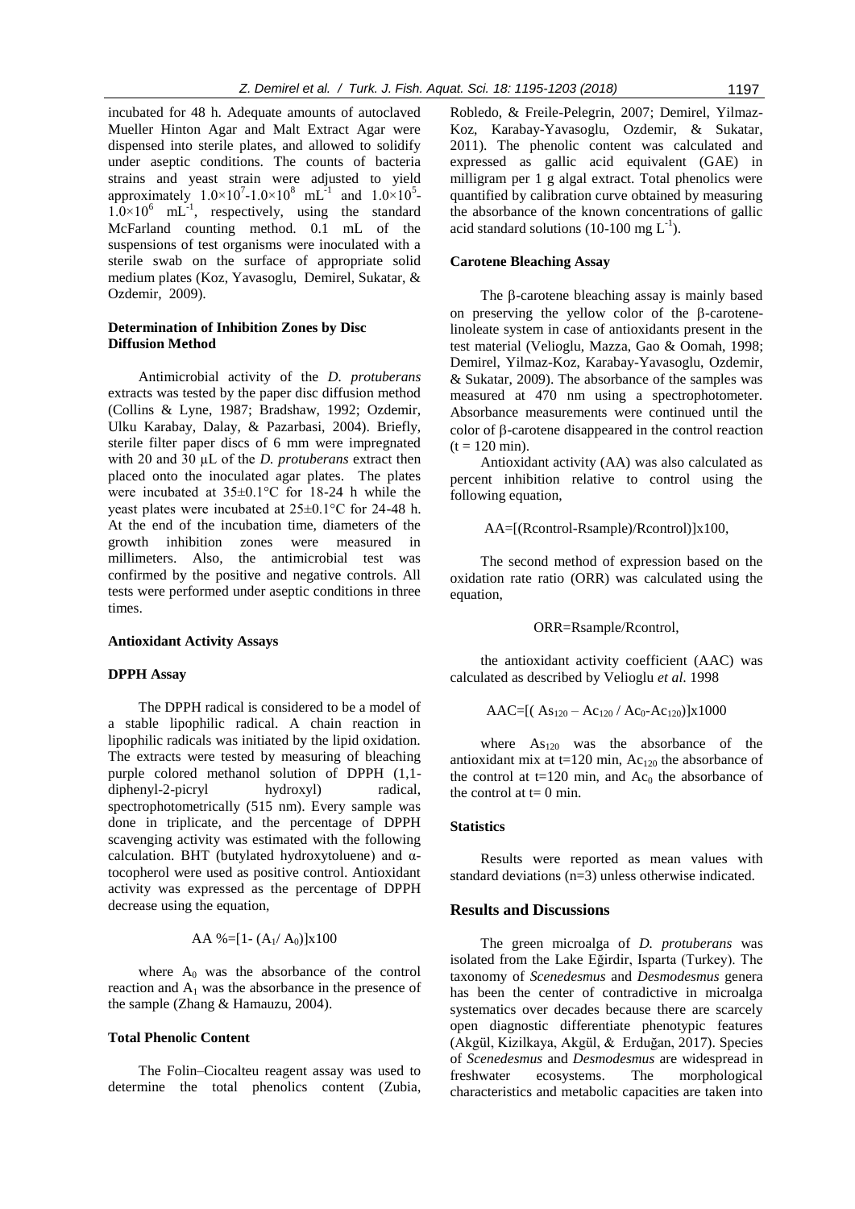incubated for 48 h. Adequate amounts of autoclaved Mueller Hinton Agar and Malt Extract Agar were dispensed into sterile plates, and allowed to solidify under aseptic conditions. The counts of bacteria strains and yeast strain were adjusted to yield approximately $1.0\times10^7$-$1.0\times10^8$ $mL^{-1}$ and $1.0\times10^5$-$1.0\times10^6$ $mL^{-1}$, respectively, using the standard McFarland counting method. 0.1 mL of the suspensions of test organisms were inoculated with a sterile swab on the surface of appropriate solid medium plates (Koz, Yavasoglu, Demirel, Sukatar, & Ozdemir, 2009).

### Determination of Inhibition Zones by Disc Diffusion Method

Antimicrobial activity of the *D. protuberans* extracts was tested by the paper disc diffusion method (Collins & Lyne, 1987; Bradshaw, 1992; Ozdemir, Ulku Karabay, Dalay, & Pazarbasi, 2004). Briefly, sterile filter paper discs of 6 mm were impregnated with 20 and 30 μL of the *D. protuberans* extract then placed onto the inoculated agar plates. The plates were incubated at 35±0.1°C for 18-24 h while the yeast plates were incubated at 25±0.1°C for 24-48 h. At the end of the incubation time, diameters of the growth inhibition zones were measured in millimeters. Also, the antimicrobial test was confirmed by the positive and negative controls. All tests were performed under aseptic conditions in three times.

### Antioxidant Activity Assays

### DPPH Assay

The DPPH radical is considered to be a model of a stable lipophilic radical. A chain reaction in lipophilic radicals was initiated by the lipid oxidation. The extracts were tested by measuring of bleaching purple colored methanol solution of DPPH (1,1-diphenyl-2-picryl hydroxyl) radical, spectrophotometrically (515 nm). Every sample was done in triplicate, and the percentage of DPPH scavenging activity was estimated with the following calculation. BHT (butylated hydroxytoluene) and α-tocopherol were used as positive control. Antioxidant activity was expressed as the percentage of DPPH decrease using the equation,

$$AA\ \%=[1-(A_1/A_0)]\times100$$

where $A_0$ was the absorbance of the control reaction and $A_1$ was the absorbance in the presence of the sample (Zhang & Hamauzu, 2004).

### Total Phenolic Content

The Folin–Ciocalteu reagent assay was used to determine the total phenolics content (Zubia, Robledo, & Freile-Pelegrin, 2007; Demirel, Yilmaz-Koz, Karabay-Yavasoglu, Ozdemir, & Sukatar, 2011). The phenolic content was calculated and expressed as gallic acid equivalent (GAE) in milligram per 1 g algal extract. Total phenolics were quantified by calibration curve obtained by measuring the absorbance of the known concentrations of gallic acid standard solutions (10-100 mg $L^{-1}$).

### Carotene Bleaching Assay

The β-carotene bleaching assay is mainly based on preserving the yellow color of the β-carotene-linoleate system in case of antioxidants present in the test material (Velioglu, Mazza, Gao & Oomah, 1998; Demirel, Yilmaz-Koz, Karabay-Yavasoglu, Ozdemir, & Sukatar, 2009). The absorbance of the samples was measured at 470 nm using a spectrophotometer. Absorbance measurements were continued until the color of β-carotene disappeared in the control reaction (t = 120 min).

Antioxidant activity (AA) was also calculated as percent inhibition relative to control using the following equation,

$$AA=[(Rcontrol-Rsample)/Rcontrol)]\times100,$$

The second method of expression based on the oxidation rate ratio (ORR) was calculated using the equation,

$$ORR=Rsample/Rcontrol,$$

the antioxidant activity coefficient (AAC) was calculated as described by Velioglu *et al*. 1998

$$AAC=[(As_{120}-Ac_{120}/Ac_0-Ac_{120})]\times1000$$

where $As_{120}$ was the absorbance of the antioxidant mix at t=120 min, $Ac_{120}$ the absorbance of the control at t=120 min, and $Ac_0$ the absorbance of the control at t= 0 min.

### Statistics

Results were reported as mean values with standard deviations (n=3) unless otherwise indicated.

## Results and Discussions

The green microalga of *D. protuberans* was isolated from the Lake Eğirdir, Isparta (Turkey). The taxonomy of *Scenedesmus* and *Desmodesmus* genera has been the center of contradictive in microalga systematics over decades because there are scarcely open diagnostic differentiate phenotypic features (Akgül, Kizilkaya, Akgül, & Erduğan, 2017). Species of *Scenedesmus* and *Desmodesmus* are widespread in freshwater ecosystems. The morphological characteristics and metabolic capacities are taken into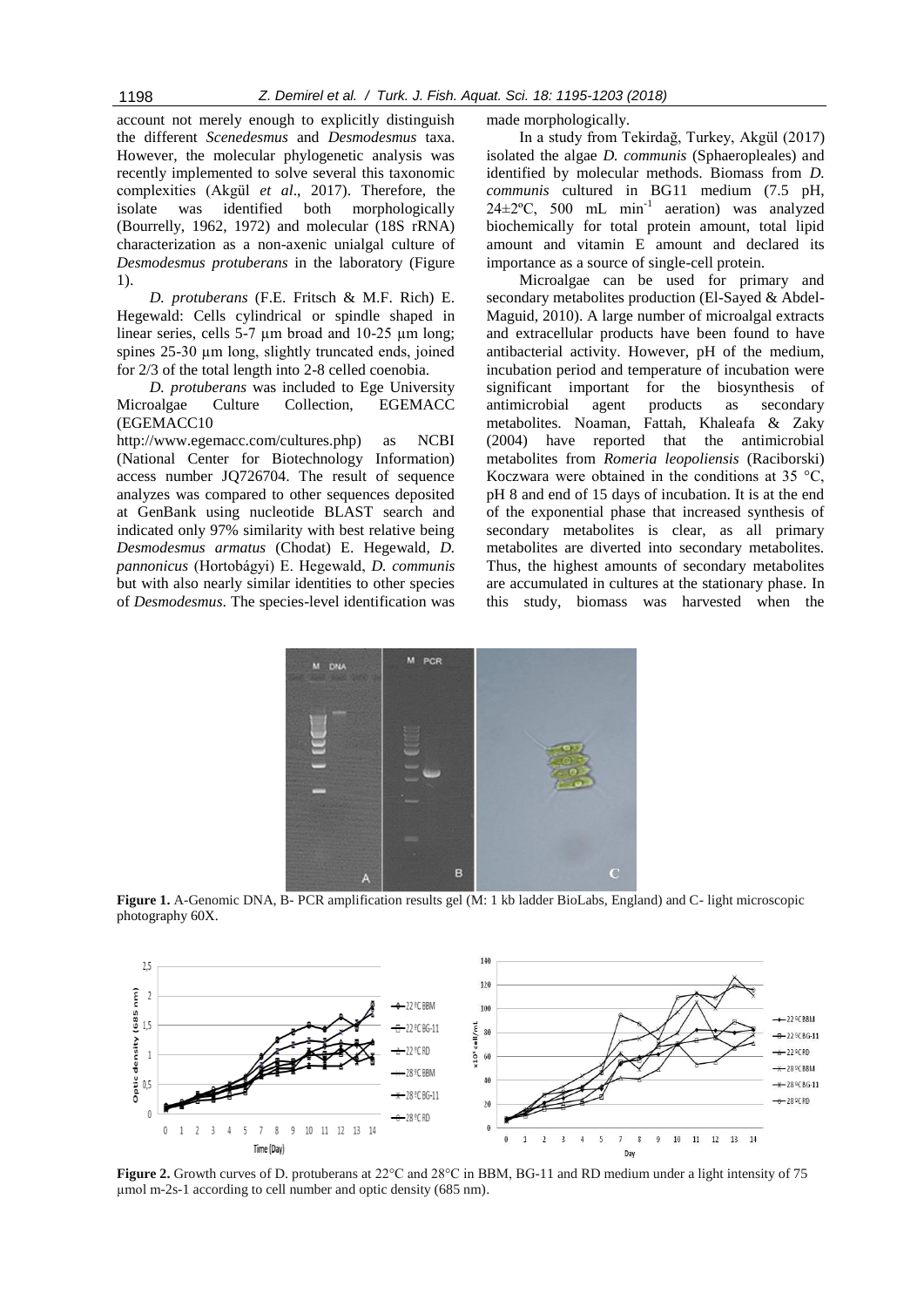account not merely enough to explicitly distinguish the different *Scenedesmus* and *Desmodesmus* taxa. However, the molecular phylogenetic analysis was recently implemented to solve several this taxonomic complexities (Akgül *et al*., 2017). Therefore, the isolate was identified both morphologically (Bourrelly, 1962, 1972) and molecular (18S rRNA) characterization as a non-axenic unialgal culture of *Desmodesmus protuberans* in the laboratory (Figure 1).

*D. protuberans* (F.E. Fritsch & M.F. Rich) E. Hegewald: Cells cylindrical or spindle shaped in linear series, cells 5-7 µm broad and 10-25 µm long; spines 25-30 µm long, slightly truncated ends, joined for 2/3 of the total length into 2-8 celled coenobia.

*D. protuberans* was included to Ege University Microalgae Culture Collection, EGEMACC (EGEMACC10 http://www.egemacc.com/cultures.php) as NCBI (National Center for Biotechnology Information) access number JQ726704. The result of sequence analyzes was compared to other sequences deposited at GenBank using nucleotide BLAST search and indicated only 97% similarity with best relative being *Desmodesmus armatus* (Chodat) E. Hegewald*, D. pannonicus* (Hortobágyi) E. Hegewald, *D. communis* but with also nearly similar identities to other species of *Desmodesmus*. The species-level identification was made morphologically.

In a study from Tekirdağ, Turkey, Akgül (2017) isolated the algae *D. communis* (Sphaeropleales) and identified by molecular methods. Biomass from *D. communis* cultured in BG11 medium (7.5 pH, 24±2ºC, 500 mL $min^{-1}$ aeration) was analyzed biochemically for total protein amount, total lipid amount and vitamin E amount and declared its importance as a source of single-cell protein.

Microalgae can be used for primary and secondary metabolites production (El-Sayed & Abdel-Maguid, 2010). A large number of microalgal extracts and extracellular products have been found to have antibacterial activity. However, pH of the medium, incubation period and temperature of incubation were significant important for the biosynthesis of antimicrobial agent products as secondary metabolites. Noaman, Fattah, Khaleafa & Zaky (2004) have reported that the antimicrobial metabolites from *Romeria leopoliensis* (Raciborski) Koczwara were obtained in the conditions at 35 °C, pH 8 and end of 15 days of incubation. It is at the end of the exponential phase that increased synthesis of secondary metabolites is clear, as all primary metabolites are diverted into secondary metabolites. Thus, the highest amounts of secondary metabolites are accumulated in cultures at the stationary phase. In this study, biomass was harvested when the

**Figure 1.** A-Genomic DNA, B- PCR amplification results gel (M: 1 kb ladder BioLabs, England) and C- light microscopic photography 60X.

**Figure 2.** Growth curves of D. protuberans at 22°C and 28°C in BBM, BG-11 and RD medium under a light intensity of 75 µmol m-2s-1 according to cell number and optic density (685 nm).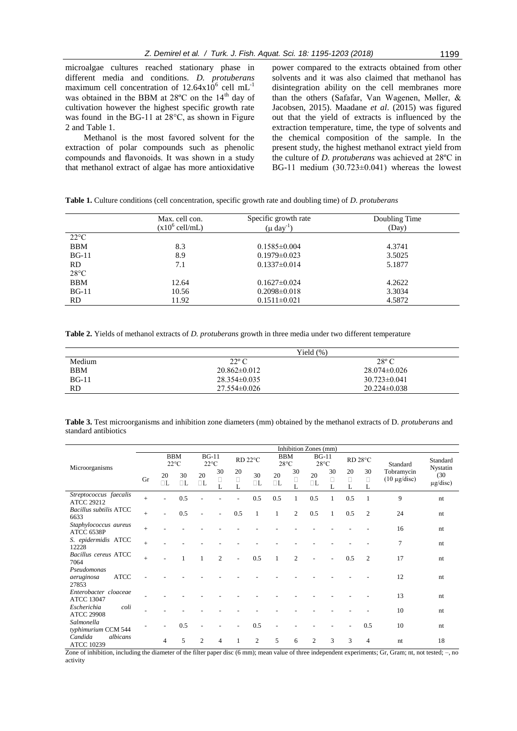microalgae cultures reached stationary phase in different media and conditions. *D. protuberans* maximum cell concentration of $12.64 \times 10^6$ cell mL$^{-1}$ was obtained in the BBM at 28ºC on the 14$^{th}$ day of cultivation however the highest specific growth rate was found in the BG-11 at 28°C, as shown in Figure 2 and Table 1.

Methanol is the most favored solvent for the extraction of polar compounds such as phenolic compounds and flavonoids. It was shown in a study that methanol extract of algae has more antioxidative power compared to the extracts obtained from other solvents and it was also claimed that methanol has disintegration ability on the cell membranes more than the others (Safafar, Van Wagenen, Møller, & Jacobsen, 2015). Maadane *et al*. (2015) was figured out that the yield of extracts is influenced by the extraction temperature, time, the type of solvents and the chemical composition of the sample. In the present study, the highest methanol extract yield from the culture of *D. protuberans* was achieved at 28ºC in BG-11 medium (30.723±0.041) whereas the lowest

**Table 1.** Culture conditions (cell concentration, specific growth rate and doubling time) of *D. protuberans*

| | Max. cell con. ($\times 10^6$ cell/mL) | Specific growth rate ($\mu$ day$^{-1}$) | Doubling Time (Day) |
|---|---|---|---|
| 22°C | | | |
| BBM | 8.3 | 0.1585±0.004 | 4.3741 |
| BG-11 | 8.9 | 0.1979±0.023 | 3.5025 |
| RD | 7.1 | 0.1337±0.014 | 5.1877 |
| 28°C | | | |
| BBM | 12.64 | 0.1627±0.024 | 4.2622 |
| BG-11 | 10.56 | 0.2098±0.018 | 3.3034 |
| RD | 11.92 | 0.1511±0.021 | 4.5872 |

**Table 2.** Yields of methanol extracts of *D. protuberans* growth in three media under two different temperature

| | Yield (%) | |
|---|---|---|
| Medium | 22º C | 28º C |
| BBM | 20.862±0.012 | 28.074±0.026 |
| BG-11 | 28.354±0.035 | 30.723±0.041 |
| RD | 27.554±0.026 | 20.224±0.038 |

**Table 3.** Test microorganisms and inhibition zone diameters (mm) obtained by the methanol extracts of D. *protuberans* and standard antibiotics

| Microorganisms | Gr | Inhibition Zones (mm) | | | | | | | | | | | | | |
|---|---|---|---|---|---|---|---|---|---|---|---|---|---|---|---|
| | | BBM 22°C | | BG-11 22°C | | RD 22°C | | BBM 28°C | | BG-11 28°C | | RD 28°C | | Standard Tobramycin (10 µg/disc) | Standard Nystatin (30 µg/disc) |
| | | 20 µL | 30 µL | 20 µL | 30 µL | 20 µL | 30 µL | 20 µL | 30 µL | 20 µL | 30 µL | 20 µL | 30 µL | | |
| *Streptococcus faecalis* ATCC 29212 | + | - | 0.5 | - | - | - | 0.5 | 0.5 | 1 | 0.5 | 1 | 0.5 | 1 | 9 | nt |
| *Bacillus subtilis* ATCC 6633 | + | - | 0.5 | - | - | 0.5 | 1 | 1 | 2 | 0.5 | 1 | 0.5 | 2 | 24 | nt |
| *Staphylococcus aureus* ATCC 6538P | + | - | - | - | - | - | - | - | - | - | - | - | - | 16 | nt |
| *S. epidermidis* ATCC 12228 | + | - | - | - | - | - | - | - | - | - | - | - | - | 7 | nt |
| *Bacillus cereus* ATCC 7064 | + | - | 1 | 1 | 2 | - | 0.5 | 1 | 2 | - | - | 0.5 | 2 | 17 | nt |
| *Pseudomonas aeruginosa* ATCC 27853 | - | - | - | - | - | - | - | - | - | - | - | - | - | 12 | nt |
| *Enterobacter cloaceae* ATCC 13047 | - | - | - | - | - | - | - | - | - | - | - | - | - | 13 | nt |
| *Escherichia coli* ATCC 29908 | - | - | - | - | - | - | - | - | - | - | - | - | - | 10 | nt |
| *Salmonella typhimurium* CCM 544 | - | - | 0.5 | - | - | - | 0.5 | - | - | - | - | - | 0.5 | 10 | nt |
| *Candida albicans* ATCC 10239 | | 4 | 5 | 2 | 4 | 1 | 2 | 5 | 6 | 2 | 3 | 3 | 4 | nt | 18 |

Zone of inhibition, including the diameter of the filter paper disc (6 mm); mean value of three independent experiments; Gr, Gram; nt, not tested; –, no activity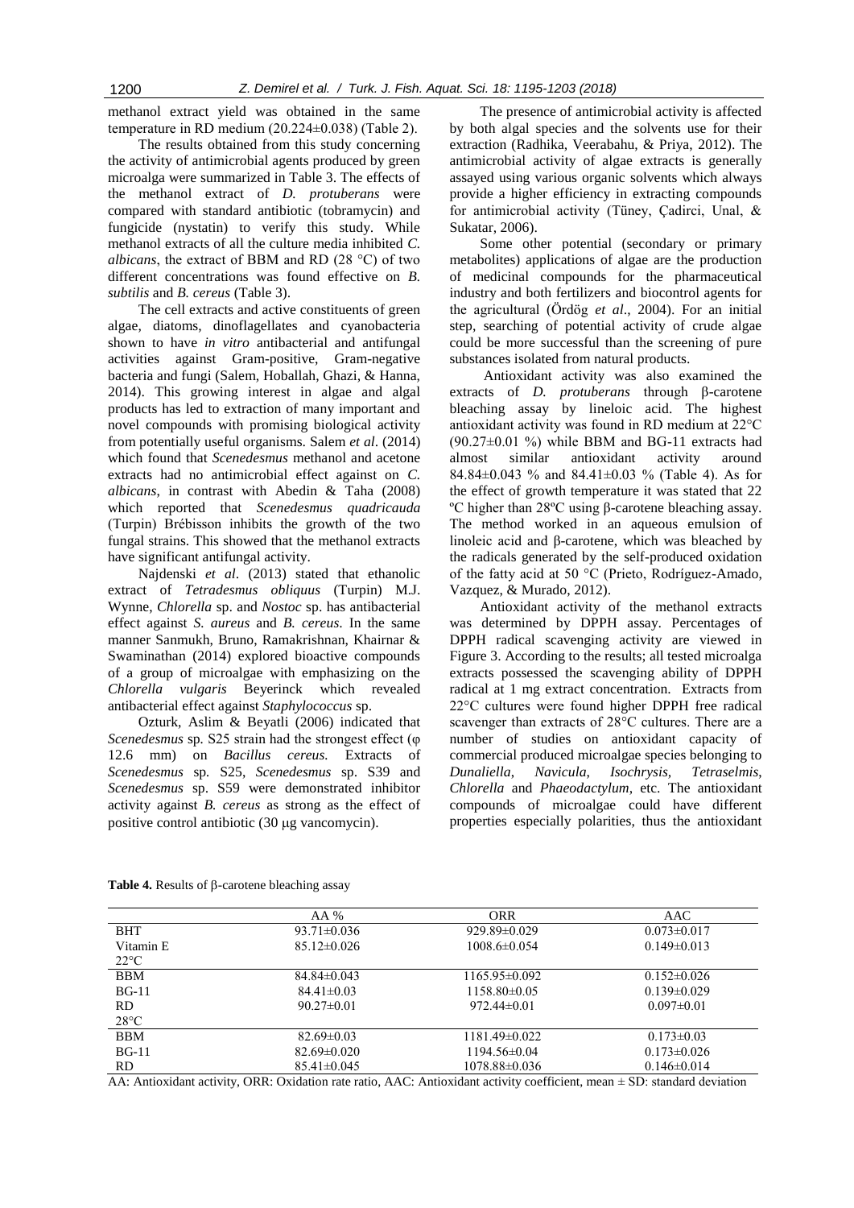methanol extract yield was obtained in the same temperature in RD medium (20.224±0.038) (Table 2).

The results obtained from this study concerning the activity of antimicrobial agents produced by green microalga were summarized in Table 3. The effects of the methanol extract of *D. protuberans* were compared with standard antibiotic (tobramycin) and fungicide (nystatin) to verify this study. While methanol extracts of all the culture media inhibited *C. albicans*, the extract of BBM and RD (28 °C) of two different concentrations was found effective on *B. subtilis* and *B. cereus* (Table 3).

The cell extracts and active constituents of green algae, diatoms, dinoflagellates and cyanobacteria shown to have *in vitro* antibacterial and antifungal activities against Gram-positive, Gram-negative bacteria and fungi (Salem, Hoballah, Ghazi, & Hanna, 2014). This growing interest in algae and algal products has led to extraction of many important and novel compounds with promising biological activity from potentially useful organisms. Salem *et al*. (2014) which found that *Scenedesmus* methanol and acetone extracts had no antimicrobial effect against on *C. albicans*, in contrast with Abedin & Taha (2008) which reported that *Scenedesmus quadricauda* (Turpin) Brébisson inhibits the growth of the two fungal strains. This showed that the methanol extracts have significant antifungal activity.

Najdenski *et al*. (2013) stated that ethanolic extract of *Tetradesmus obliquus* (Turpin) M.J. Wynne, *Chlorella* sp. and *Nostoc* sp. has antibacterial effect against *S. aureus* and *B. cereus*. In the same manner Sanmukh, Bruno, Ramakrishnan, Khairnar & Swaminathan (2014) explored bioactive compounds of a group of microalgae with emphasizing on the *Chlorella vulgaris* Beyerinck which revealed antibacterial effect against *Staphylococcus* sp.

Ozturk, Aslim & Beyatli (2006) indicated that *Scenedesmus* sp. S25 strain had the strongest effect (φ 12.6 mm) on *Bacillus cereus.* Extracts of *Scenedesmus* sp. S25, *Scenedesmus* sp. S39 and *Scenedesmus* sp. S59 were demonstrated inhibitor activity against *B. cereus* as strong as the effect of positive control antibiotic (30 μg vancomycin).

The presence of antimicrobial activity is affected by both algal species and the solvents use for their extraction (Radhika, Veerabahu, & Priya, 2012). The antimicrobial activity of algae extracts is generally assayed using various organic solvents which always provide a higher efficiency in extracting compounds for antimicrobial activity (Tüney, Çadirci, Unal, & Sukatar, 2006).

Some other potential (secondary or primary metabolites) applications of algae are the production of medicinal compounds for the pharmaceutical industry and both fertilizers and biocontrol agents for the agricultural (Ördög *et al*., 2004). For an initial step, searching of potential activity of crude algae could be more successful than the screening of pure substances isolated from natural products.

Antioxidant activity was also examined the extracts of *D. protuberans* through β-carotene bleaching assay by lineloic acid. The highest antioxidant activity was found in RD medium at 22°C (90.27±0.01 %) while BBM and BG-11 extracts had almost similar antioxidant activity around 84.84±0.043 % and 84.41±0.03 % (Table 4). As for the effect of growth temperature it was stated that 22 ºC higher than 28ºC using β-carotene bleaching assay. The method worked in an aqueous emulsion of linoleic acid and β-carotene, which was bleached by the radicals generated by the self-produced oxidation of the fatty acid at 50 °C (Prieto, Rodríguez-Amado, Vazquez, & Murado, 2012).

Antioxidant activity of the methanol extracts was determined by DPPH assay. Percentages of DPPH radical scavenging activity are viewed in Figure 3. According to the results; all tested microalga extracts possessed the scavenging ability of DPPH radical at 1 mg extract concentration. Extracts from 22°C cultures were found higher DPPH free radical scavenger than extracts of 28°C cultures. There are a number of studies on antioxidant capacity of commercial produced microalgae species belonging to *Dunaliella, Navicula, Isochrysis, Tetraselmis, Chlorella* and *Phaeodactylum*, etc. The antioxidant compounds of microalgae could have different properties especially polarities, thus the antioxidant

**Table 4.** Results of β-carotene bleaching assay

| | AA % | ORR | AAC |
|---|---|---|---|
| BHT | 93.71±0.036 | 929.89±0.029 | 0.073±0.017 |
| Vitamin E | 85.12±0.026 | 1008.6±0.054 | 0.149±0.013 |
| 22°C | | | |
| BBM | 84.84±0.043 | 1165.95±0.092 | 0.152±0.026 |
| BG-11 | 84.41±0.03 | 1158.80±0.05 | 0.139±0.029 |
| RD | 90.27±0.01 | 972.44±0.01 | 0.097±0.01 |
| 28°C | | | |
| BBM | 82.69±0.03 | 1181.49±0.022 | 0.173±0.03 |
| BG-11 | 82.69±0.020 | 1194.56±0.04 | 0.173±0.026 |
| RD | 85.41±0.045 | 1078.88±0.036 | 0.146±0.014 |

AA: Antioxidant activity, ORR: Oxidation rate ratio, AAC: Antioxidant activity coefficient, mean ± SD: standard deviation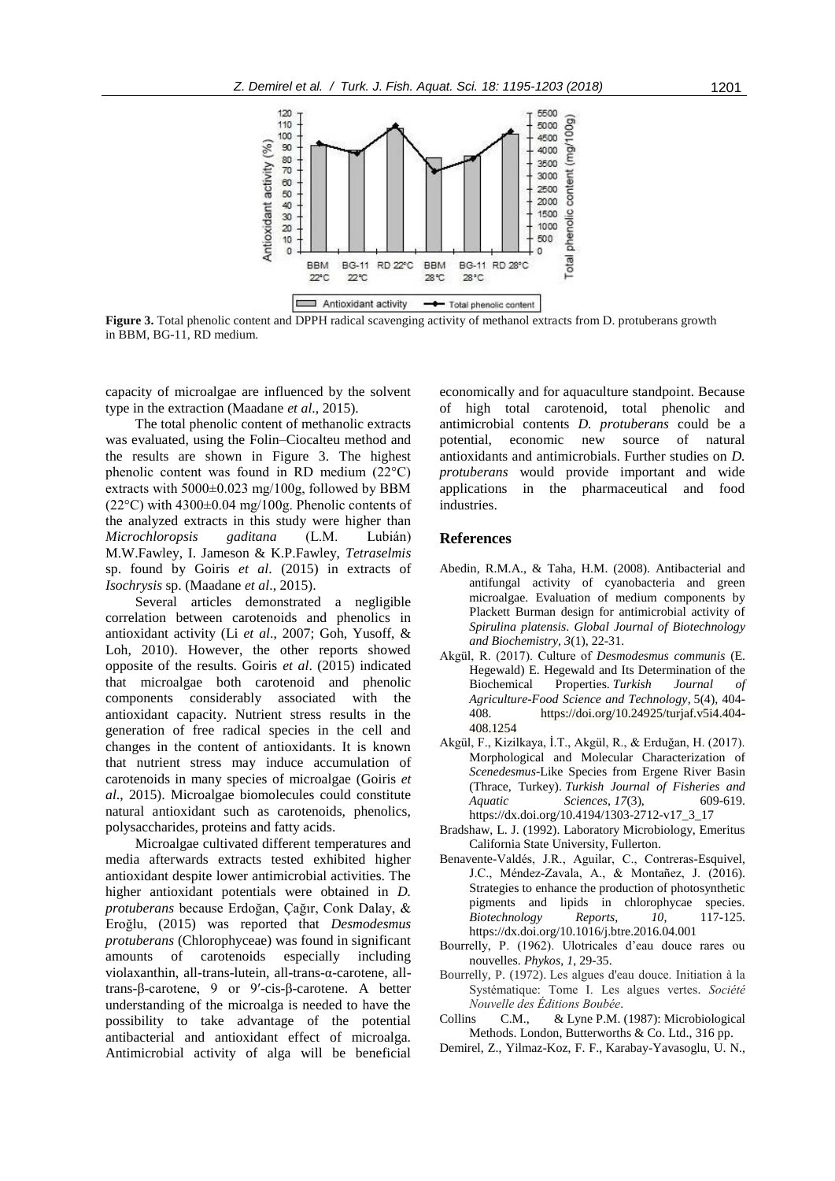**Figure 3.** Total phenolic content and DPPH radical scavenging activity of methanol extracts from D. protuberans growth in BBM, BG-11, RD medium.

capacity of microalgae are influenced by the solvent type in the extraction (Maadane *et al*., 2015).

The total phenolic content of methanolic extracts was evaluated, using the Folin–Ciocalteu method and the results are shown in Figure 3. The highest phenolic content was found in RD medium (22°C) extracts with 5000±0.023 mg/100g, followed by BBM (22°C) with 4300±0.04 mg/100g. Phenolic contents of the analyzed extracts in this study were higher than *Microchloropsis gaditana* (L.M. Lubián) M.W.Fawley, I. Jameson & K.P.Fawley, *Tetraselmis* sp. found by Goiris *et al*. (2015) in extracts of *Isochrysis* sp. (Maadane *et al*., 2015).

Several articles demonstrated a negligible correlation between carotenoids and phenolics in antioxidant activity (Li *et al*., 2007; Goh, Yusoff, & Loh, 2010). However, the other reports showed opposite of the results. Goiris *et al*. (2015) indicated that microalgae both carotenoid and phenolic components considerably associated with the antioxidant capacity. Nutrient stress results in the generation of free radical species in the cell and changes in the content of antioxidants. It is known that nutrient stress may induce accumulation of carotenoids in many species of microalgae (Goiris *et al*., 2015). Microalgae biomolecules could constitute natural antioxidant such as carotenoids, phenolics, polysaccharides, proteins and fatty acids.

Microalgae cultivated different temperatures and media afterwards extracts tested exhibited higher antioxidant despite lower antimicrobial activities. The higher antioxidant potentials were obtained in *D. protuberans* because Erdoğan, Çağır, Conk Dalay, & Eroğlu, (2015) was reported that *Desmodesmus protuberans* (Chlorophyceae) was found in significant amounts of carotenoids especially including violaxanthin, all-trans-lutein, all-trans-α-carotene, all-trans-β-carotene, 9 or 9′-cis-β-carotene. A better understanding of the microalga is needed to have the possibility to take advantage of the potential antibacterial and antioxidant effect of microalga. Antimicrobial activity of alga will be beneficial economically and for aquaculture standpoint. Because of high total carotenoid, total phenolic and antimicrobial contents *D. protuberans* could be a potential, economic new source of natural antioxidants and antimicrobials. Further studies on *D. protuberans* would provide important and wide applications in the pharmaceutical and food industries.

## References

- Abedin, R.M.A., & Taha, H.M. (2008). Antibacterial and antifungal activity of cyanobacteria and green microalgae. Evaluation of medium components by Plackett Burman design for antimicrobial activity of *Spirulina platensis*. *Global Journal of Biotechnology and Biochemistry*, *3*(1), 22-31.
- Akgül, R. (2017). Culture of *Desmodesmus communis* (E. Hegewald) E. Hegewald and Its Determination of the Biochemical Properties. *Turkish Journal of Agriculture-Food Science and Technology*, 5(4), 404-408. https://doi.org/10.24925/turjaf.v5i4.404-408.1254
- Akgül, F., Kizilkaya, İ.T., Akgül, R., & Erduğan, H. (2017). Morphological and Molecular Characterization of *Scenedesmus*-Like Species from Ergene River Basin (Thrace, Turkey). *Turkish Journal of Fisheries and Aquatic Sciences*, *17*(3), 609-619. https://dx.doi.org/10.4194/1303-2712-v17_3_17
- Bradshaw, L. J. (1992). Laboratory Microbiology, Emeritus California State University, Fullerton.
- Benavente-Valdés, J.R., Aguilar, C., Contreras-Esquivel, J.C., Méndez-Zavala, A., & Montañez, J. (2016). Strategies to enhance the production of photosynthetic pigments and lipids in chlorophycae species. *Biotechnology Reports*, *10*, 117-125. https://dx.doi.org/10.1016/j.btre.2016.04.001
- Bourrelly, P. (1962). Ulotricales d'eau douce rares ou nouvelles. *Phykos*, *1*, 29-35.
- Bourrelly, P. (1972). Les algues d'eau douce. Initiation à la Systématique: Tome I. Les algues vertes. *Société Nouvelle des Éditions Boubée*.
- Collins C.M., & Lyne P.M. (1987): Microbiological Methods. London, Butterworths & Co. Ltd., 316 pp.
- Demirel, Z., Yilmaz-Koz, F. F., Karabay-Yavasoglu, U. N.,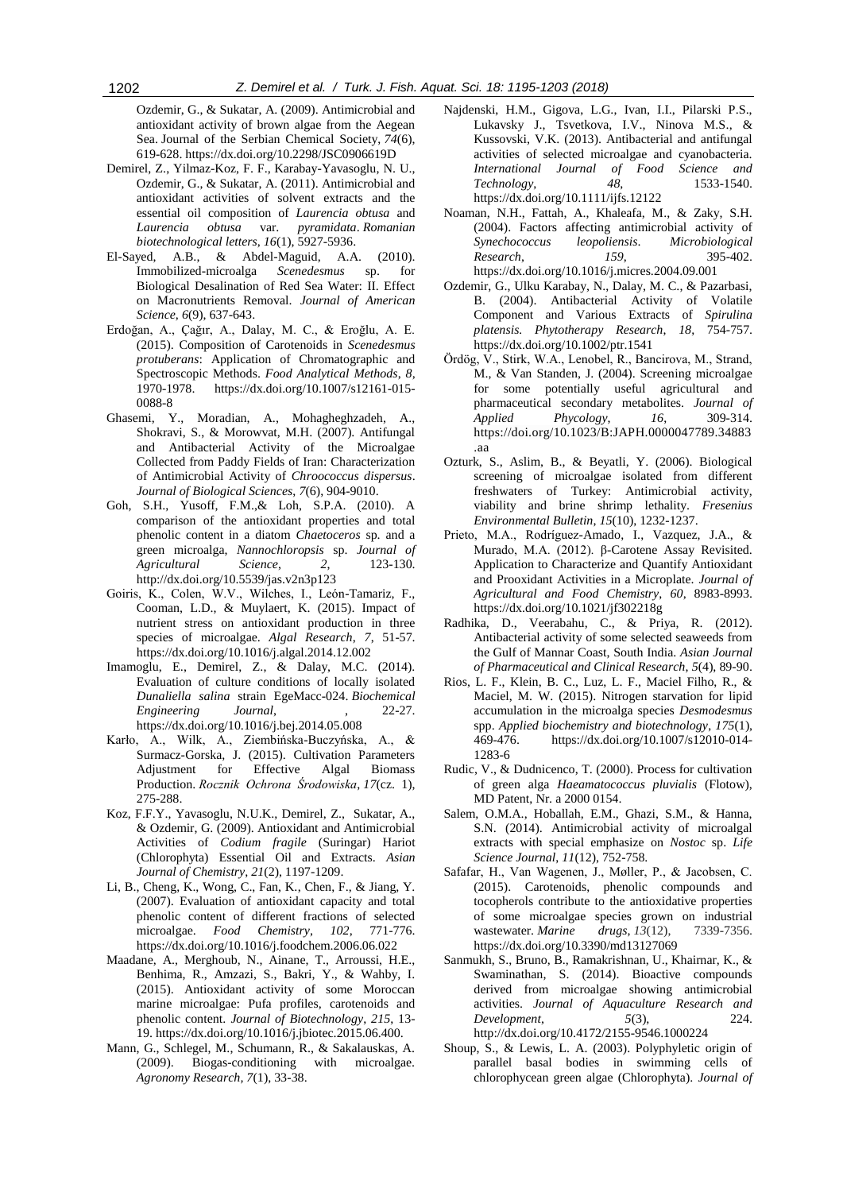Ozdemir, G., & Sukatar, A. (2009). Antimicrobial and antioxidant activity of brown algae from the Aegean Sea. Journal of the Serbian Chemical Society, *74*(6), 619-628. https://dx.doi.org/10.2298/JSC0906619D

Demirel, Z., Yilmaz-Koz, F. F., Karabay-Yavasoglu, N. U., Ozdemir, G., & Sukatar, A. (2011). Antimicrobial and antioxidant activities of solvent extracts and the essential oil composition of *Laurencia obtusa* and *Laurencia obtusa* var. *pyramidata*. *Romanian biotechnological letters*, *16*(1), 5927-5936.

El-Sayed, A.B., & Abdel-Maguid, A.A. (2010). Immobilized-microalga *Scenedesmus* sp. for Biological Desalination of Red Sea Water: II. Effect on Macronutrients Removal. *Journal of American Science*, *6*(9), 637-643.

Erdoğan, A., Çağır, A., Dalay, M. C., & Eroğlu, A. E. (2015). Composition of Carotenoids in *Scenedesmus protuberans*: Application of Chromatographic and Spectroscopic Methods. *Food Analytical Methods*, *8*, 1970-1978. https://dx.doi.org/10.1007/s12161-015-0088-8

Ghasemi, Y., Moradian, A., Mohagheghzadeh, A., Shokravi, S., & Morowvat, M.H. (2007). Antifungal and Antibacterial Activity of the Microalgae Collected from Paddy Fields of Iran: Characterization of Antimicrobial Activity of *Chroococcus dispersus*. *Journal of Biological Sciences*, *7*(6), 904-9010.

Goh, S.H., Yusoff, F.M.,& Loh, S.P.A. (2010). A comparison of the antioxidant properties and total phenolic content in a diatom *Chaetoceros* sp. and a green microalga, *Nannochloropsis* sp. *Journal of Agricultural Science*, *2*, 123-130. http://dx.doi.org/10.5539/jas.v2n3p123

Goiris, K., Colen, W.V., Wilches, I., León-Tamariz, F., Cooman, L.D., & Muylaert, K. (2015). Impact of nutrient stress on antioxidant production in three species of microalgae. *Algal Research*, *7*, 51-57. https://dx.doi.org/10.1016/j.algal.2014.12.002

Imamoglu, E., Demirel, Z., & Dalay, M.C. (2014). Evaluation of culture conditions of locally isolated *Dunaliella salina* strain EgeMacc-024. *Biochemical Engineering Journal*, , 22-27. https://dx.doi.org/10.1016/j.bej.2014.05.008

Karło, A., Wilk, A., Ziembińska-Buczyńska, A., & Surmacz-Gorska, J. (2015). Cultivation Parameters Adjustment for Effective Algal Biomass Production. *Rocznik Ochrona Środowiska*, *17*(cz. 1), 275-288.

Koz, F.F.Y., Yavasoglu, N.U.K., Demirel, Z., Sukatar, A., & Ozdemir, G. (2009). Antioxidant and Antimicrobial Activities of *Codium fragile* (Suringar) Hariot (Chlorophyta) Essential Oil and Extracts. *Asian Journal of Chemistry*, *21*(2), 1197-1209.

Li, B., Cheng, K., Wong, C., Fan, K., Chen, F., & Jiang, Y. (2007). Evaluation of antioxidant capacity and total phenolic content of different fractions of selected microalgae. *Food Chemistry*, *102*, 771-776. https://dx.doi.org/10.1016/j.foodchem.2006.06.022

Maadane, A., Merghoub, N., Ainane, T., Arroussi, H.E., Benhima, R., Amzazi, S., Bakri, Y., & Wahby, I. (2015). Antioxidant activity of some Moroccan marine microalgae: Pufa profiles, carotenoids and phenolic content. *Journal of Biotechnology*, *215*, 13-19. https://dx.doi.org/10.1016/j.jbiotec.2015.06.400.

Mann, G., Schlegel, M., Schumann, R., & Sakalauskas, A. (2009). Biogas-conditioning with microalgae. *Agronomy Research*, *7*(1), 33-38.

Najdenski, H.M., Gigova, L.G., Ivan, I.I., Pilarski P.S., Lukavsky J., Tsvetkova, I.V., Ninova M.S., & Kussovski, V.K. (2013). Antibacterial and antifungal activities of selected microalgae and cyanobacteria. *International Journal of Food Science and Technology*, *48*, 1533-1540. https://dx.doi.org/10.1111/ijfs.12122

Noaman, N.H., Fattah, A., Khaleafa, M., & Zaky, S.H. (2004). Factors affecting antimicrobial activity of *Synechococcus leopoliensis*. *Microbiological Research*, *159*, 395-402. https://dx.doi.org/10.1016/j.micres.2004.09.001

Ozdemir, G., Ulku Karabay, N., Dalay, M. C., & Pazarbasi, B. (2004). Antibacterial Activity of Volatile Component and Various Extracts of *Spirulina platensis*. *Phytotherapy Research*, *18*, 754-757. https://dx.doi.org/10.1002/ptr.1541

Ördög, V., Stirk, W.A., Lenobel, R., Bancirova, M., Strand, M., & Van Standen, J. (2004). Screening microalgae for some potentially useful agricultural and pharmaceutical secondary metabolites. *Journal of Applied Phycology*, *16*, 309-314. https://doi.org/10.1023/B:JAPH.0000047789.34883.aa

Ozturk, S., Aslim, B., & Beyatli, Y. (2006). Biological screening of microalgae isolated from different freshwaters of Turkey: Antimicrobial activity, viability and brine shrimp lethality. *Fresenius Environmental Bulletin*, *15*(10), 1232-1237.

Prieto, M.A., Rodríguez-Amado, I., Vazquez, J.A., & Murado, M.A. (2012). β-Carotene Assay Revisited. Application to Characterize and Quantify Antioxidant and Prooxidant Activities in a Microplate. *Journal of Agricultural and Food Chemistry*, *60*, 8983-8993. https://dx.doi.org/10.1021/jf302218g

Radhika, D., Veerabahu, C., & Priya, R. (2012). Antibacterial activity of some selected seaweeds from the Gulf of Mannar Coast, South India. *Asian Journal of Pharmaceutical and Clinical Research*, *5*(4), 89-90.

Rios, L. F., Klein, B. C., Luz, L. F., Maciel Filho, R., & Maciel, M. W. (2015). Nitrogen starvation for lipid accumulation in the microalga species *Desmodesmus* spp. *Applied biochemistry and biotechnology*, *175*(1), 469-476. https://dx.doi.org/10.1007/s12010-014-1283-6

Rudic, V., & Dudnicenco, T. (2000). Process for cultivation of green alga *Haeamatococcus pluvialis* (Flotow), MD Patent, Nr. a 2000 0154.

Salem, O.M.A., Hoballah, E.M., Ghazi, S.M., & Hanna, S.N. (2014). Antimicrobial activity of microalgal extracts with special emphasize on *Nostoc* sp. *Life Science Journal*, *11*(12), 752-758.

Safafar, H., Van Wagenen, J., Møller, P., & Jacobsen, C. (2015). Carotenoids, phenolic compounds and tocopherols contribute to the antioxidative properties of some microalgae species grown on industrial wastewater. *Marine drugs*, *13*(12), 7339-7356. https://dx.doi.org/10.3390/md13127069

Sanmukh, S., Bruno, B., Ramakrishnan, U., Khairnar, K., & Swaminathan, S. (2014). Bioactive compounds derived from microalgae showing antimicrobial activities. *Journal of Aquaculture Research and Development*, *5*(3), 224. http://dx.doi.org/10.4172/2155-9546.1000224

Shoup, S., & Lewis, L. A. (2003). Polyphyletic origin of parallel basal bodies in swimming cells of chlorophycean green algae (Chlorophyta). *Journal of*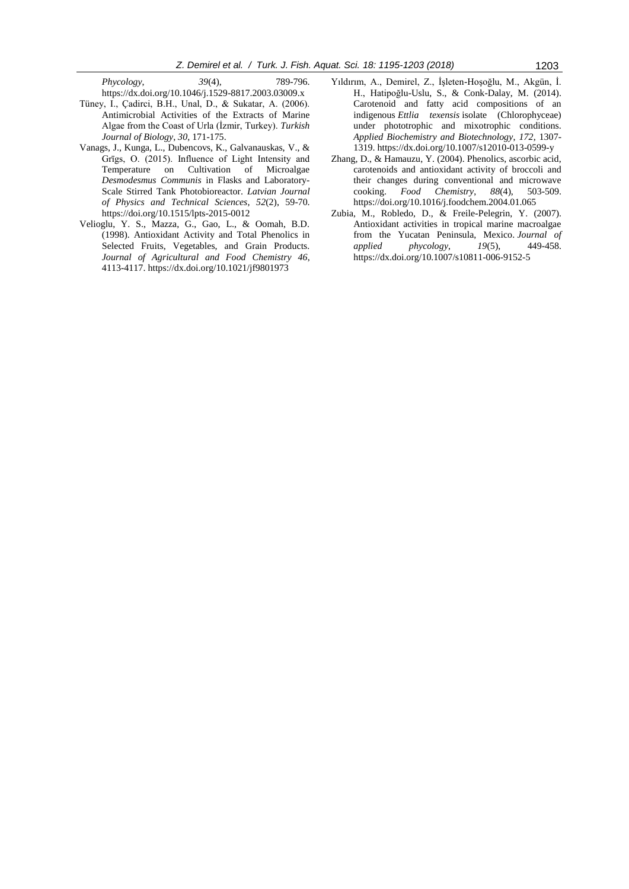*Phycology, 39*(4), 789-796. https://dx.doi.org/10.1046/j.1529-8817.2003.03009.x

Tüney, I., Çadirci, B.H., Unal, D., & Sukatar, A. (2006). Antimicrobial Activities of the Extracts of Marine Algae from the Coast of Urla (İzmir, Turkey). *Turkish Journal of Biology*, *30*, 171-175.

Vanags, J., Kunga, L., Dubencovs, K., Galvanauskas, V., & Grīgs, O. (2015). Influence of Light Intensity and Temperature on Cultivation of Microalgae *Desmodesmus Communis* in Flasks and Laboratory-Scale Stirred Tank Photobioreactor. *Latvian Journal of Physics and Technical Sciences*, *52*(2), 59-70. https://doi.org/10.1515/lpts-2015-0012

Velioglu, Y. S., Mazza, G., Gao, L., & Oomah, B.D. (1998). Antioxidant Activity and Total Phenolics in Selected Fruits, Vegetables, and Grain Products. *Journal of Agricultural and Food Chemistry 46*, 4113-4117. https://dx.doi.org/10.1021/jf9801973

Yıldırım, A., Demirel, Z., İşleten-Hoşoğlu, M., Akgün, İ. H., Hatipoğlu-Uslu, S., & Conk-Dalay, M. (2014). Carotenoid and fatty acid compositions of an indigenous *Ettlia texensis* isolate (Chlorophyceae) under phototrophic and mixotrophic conditions. *Applied Biochemistry and Biotechnology*, *172*, 1307-1319. https://dx.doi.org/10.1007/s12010-013-0599-y

Zhang, D., & Hamauzu, Y. (2004). Phenolics, ascorbic acid, carotenoids and antioxidant activity of broccoli and their changes during conventional and microwave cooking. *Food Chemistry*, *88*(4), 503-509. https://doi.org/10.1016/j.foodchem.2004.01.065

Zubia, M., Robledo, D., & Freile-Pelegrin, Y. (2007). Antioxidant activities in tropical marine macroalgae from the Yucatan Peninsula, Mexico. *Journal of applied phycology*, *19*(5), 449-458. https://dx.doi.org/10.1007/s10811-006-9152-5